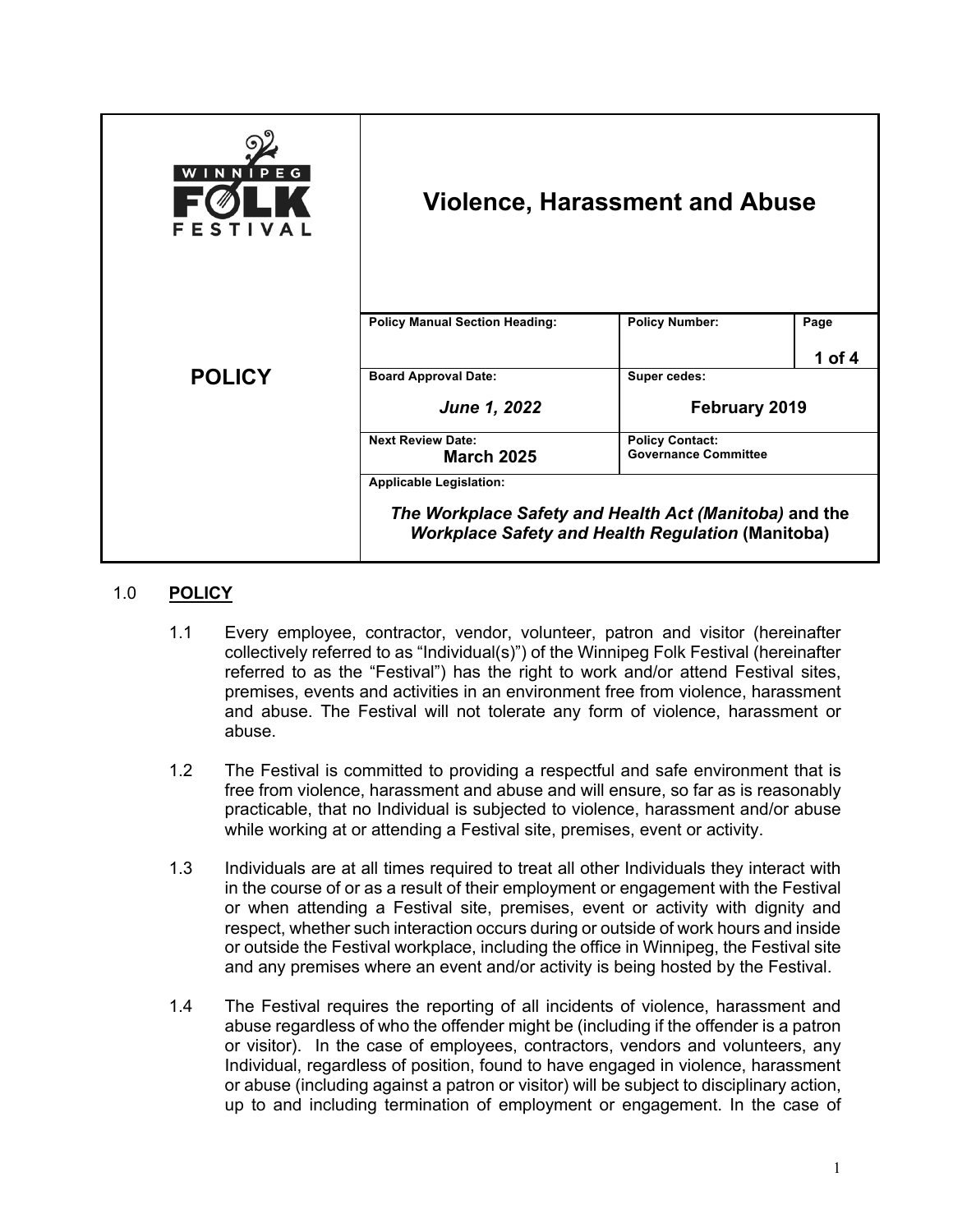| | | | |
|---|---|---|---|
| WINNIPEG FOLK FESTIVAL | **Violence, Harassment and Abuse** | | |
| **POLICY** | **Policy Manual Section Heading:** | **Policy Number:** | **Page** **1 of 4** |
| | **Board Approval Date:** ***June 1, 2022*** | **Super cedes:** **February 2019** | |
| | **Next Review Date:** **March 2025** | **Policy Contact:** **Governance Committee** | |
| | **Applicable Legislation:** ***The Workplace Safety and Health Act (Manitoba)*** **and the** ***Workplace Safety and Health Regulation*** **(Manitoba)** | | |

## 1.0 POLICY

1.1 Every employee, contractor, vendor, volunteer, patron and visitor (hereinafter collectively referred to as "Individual(s)") of the Winnipeg Folk Festival (hereinafter referred to as the "Festival") has the right to work and/or attend Festival sites, premises, events and activities in an environment free from violence, harassment and abuse. The Festival will not tolerate any form of violence, harassment or abuse.

1.2 The Festival is committed to providing a respectful and safe environment that is free from violence, harassment and abuse and will ensure, so far as is reasonably practicable, that no Individual is subjected to violence, harassment and/or abuse while working at or attending a Festival site, premises, event or activity.

1.3 Individuals are at all times required to treat all other Individuals they interact with in the course of or as a result of their employment or engagement with the Festival or when attending a Festival site, premises, event or activity with dignity and respect, whether such interaction occurs during or outside of work hours and inside or outside the Festival workplace, including the office in Winnipeg, the Festival site and any premises where an event and/or activity is being hosted by the Festival.

1.4 The Festival requires the reporting of all incidents of violence, harassment and abuse regardless of who the offender might be (including if the offender is a patron or visitor). In the case of employees, contractors, vendors and volunteers, any Individual, regardless of position, found to have engaged in violence, harassment or abuse (including against a patron or visitor) will be subject to disciplinary action, up to and including termination of employment or engagement. In the case of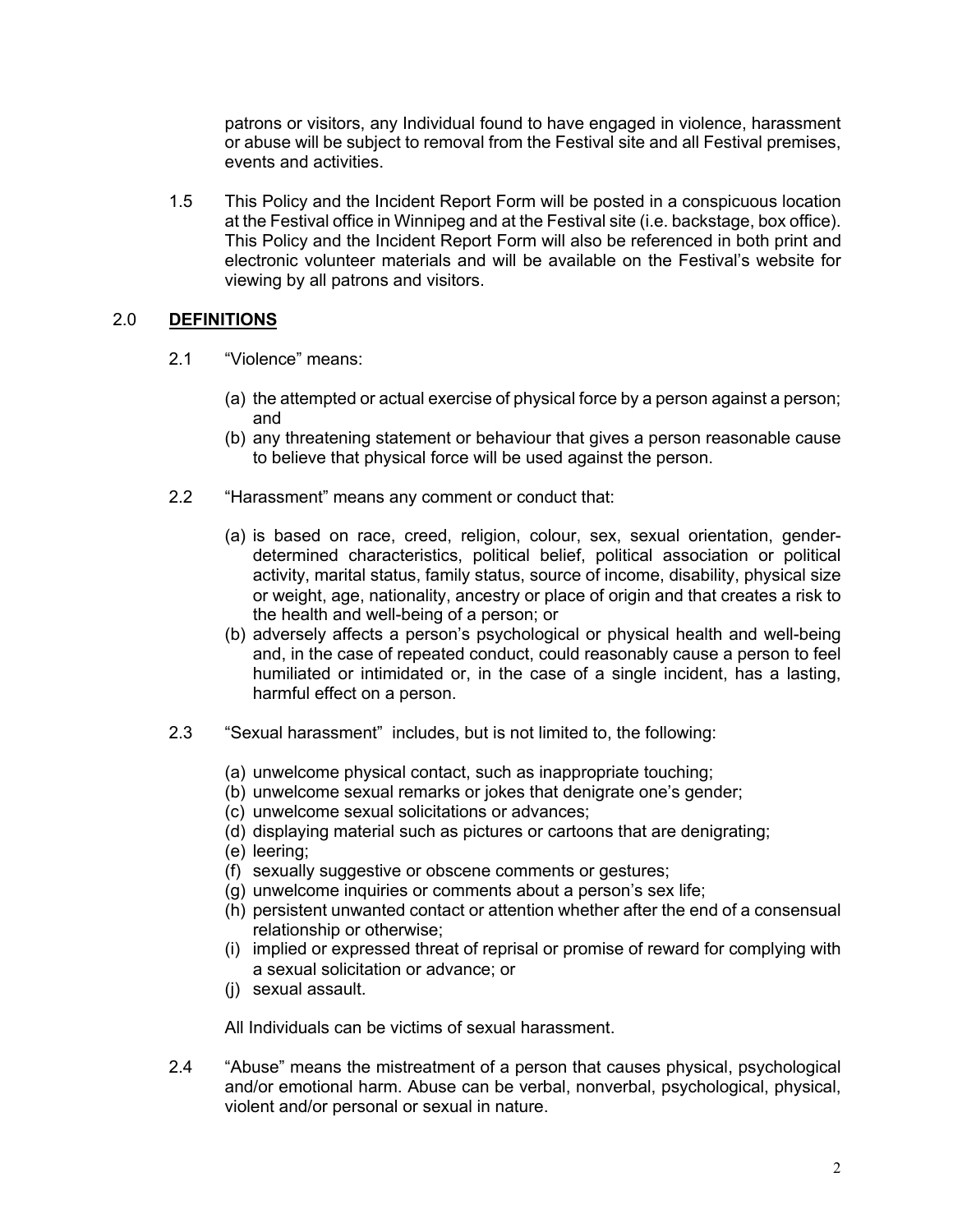patrons or visitors, any Individual found to have engaged in violence, harassment or abuse will be subject to removal from the Festival site and all Festival premises, events and activities.

1.5 This Policy and the Incident Report Form will be posted in a conspicuous location at the Festival office in Winnipeg and at the Festival site (i.e. backstage, box office). This Policy and the Incident Report Form will also be referenced in both print and electronic volunteer materials and will be available on the Festival's website for viewing by all patrons and visitors.

## 2.0 **DEFINITIONS**

2.1 "Violence" means:

(a) the attempted or actual exercise of physical force by a person against a person; and
(b) any threatening statement or behaviour that gives a person reasonable cause to believe that physical force will be used against the person.

2.2 "Harassment" means any comment or conduct that:

(a) is based on race, creed, religion, colour, sex, sexual orientation, gender-determined characteristics, political belief, political association or political activity, marital status, family status, source of income, disability, physical size or weight, age, nationality, ancestry or place of origin and that creates a risk to the health and well-being of a person; or
(b) adversely affects a person's psychological or physical health and well-being and, in the case of repeated conduct, could reasonably cause a person to feel humiliated or intimidated or, in the case of a single incident, has a lasting, harmful effect on a person.

2.3 "Sexual harassment" includes, but is not limited to, the following:

(a) unwelcome physical contact, such as inappropriate touching;
(b) unwelcome sexual remarks or jokes that denigrate one's gender;
(c) unwelcome sexual solicitations or advances;
(d) displaying material such as pictures or cartoons that are denigrating;
(e) leering;
(f) sexually suggestive or obscene comments or gestures;
(g) unwelcome inquiries or comments about a person's sex life;
(h) persistent unwanted contact or attention whether after the end of a consensual relationship or otherwise;
(i) implied or expressed threat of reprisal or promise of reward for complying with a sexual solicitation or advance; or
(j) sexual assault.

All Individuals can be victims of sexual harassment.

2.4 "Abuse" means the mistreatment of a person that causes physical, psychological and/or emotional harm. Abuse can be verbal, nonverbal, psychological, physical, violent and/or personal or sexual in nature.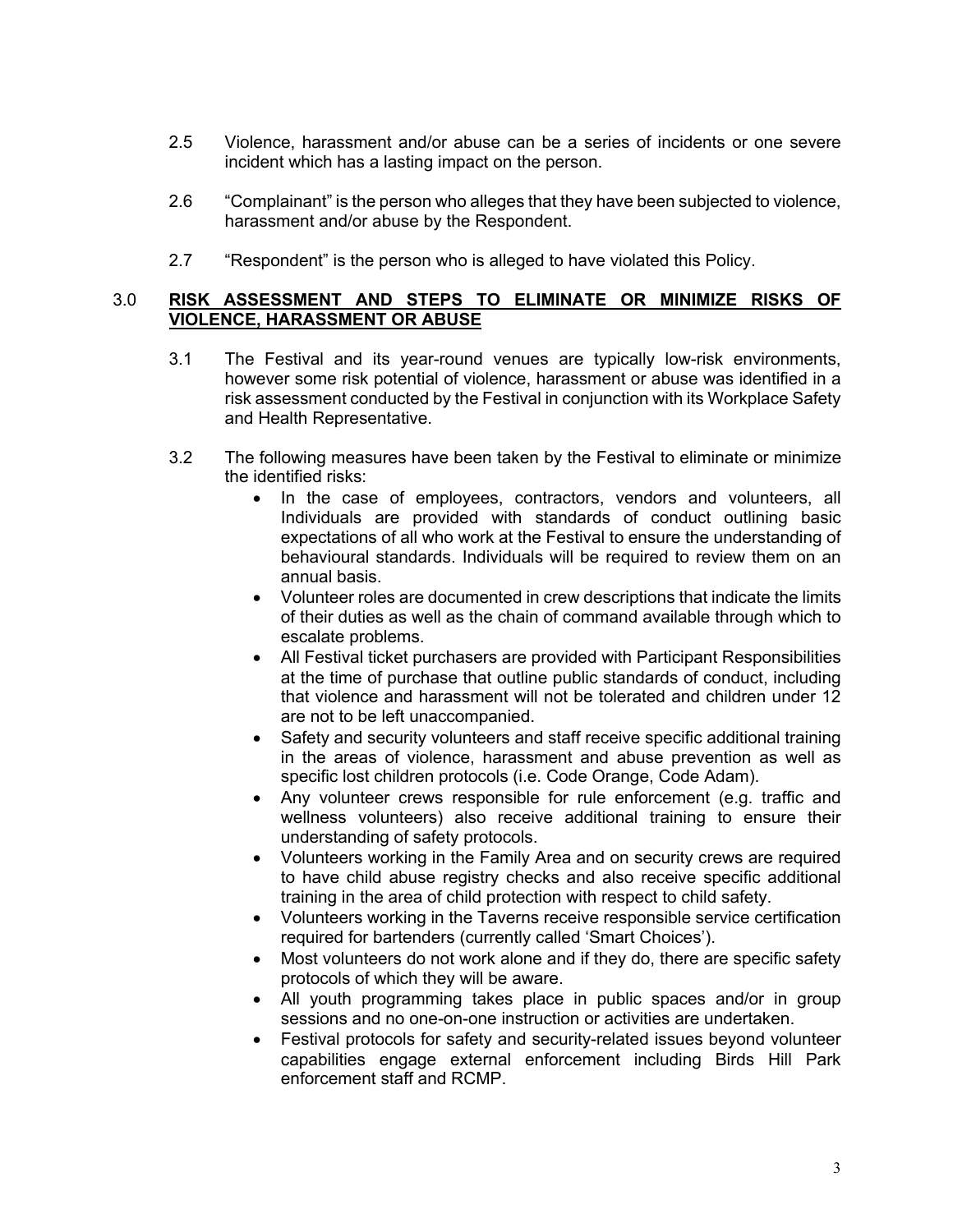2.5 Violence, harassment and/or abuse can be a series of incidents or one severe incident which has a lasting impact on the person.

2.6 "Complainant" is the person who alleges that they have been subjected to violence, harassment and/or abuse by the Respondent.

2.7 "Respondent" is the person who is alleged to have violated this Policy.

## 3.0 RISK ASSESSMENT AND STEPS TO ELIMINATE OR MINIMIZE RISKS OF VIOLENCE, HARASSMENT OR ABUSE

3.1 The Festival and its year-round venues are typically low-risk environments, however some risk potential of violence, harassment or abuse was identified in a risk assessment conducted by the Festival in conjunction with its Workplace Safety and Health Representative.

3.2 The following measures have been taken by the Festival to eliminate or minimize the identified risks:

- In the case of employees, contractors, vendors and volunteers, all Individuals are provided with standards of conduct outlining basic expectations of all who work at the Festival to ensure the understanding of behavioural standards. Individuals will be required to review them on an annual basis.
- Volunteer roles are documented in crew descriptions that indicate the limits of their duties as well as the chain of command available through which to escalate problems.
- All Festival ticket purchasers are provided with Participant Responsibilities at the time of purchase that outline public standards of conduct, including that violence and harassment will not be tolerated and children under 12 are not to be left unaccompanied.
- Safety and security volunteers and staff receive specific additional training in the areas of violence, harassment and abuse prevention as well as specific lost children protocols (i.e. Code Orange, Code Adam).
- Any volunteer crews responsible for rule enforcement (e.g. traffic and wellness volunteers) also receive additional training to ensure their understanding of safety protocols.
- Volunteers working in the Family Area and on security crews are required to have child abuse registry checks and also receive specific additional training in the area of child protection with respect to child safety.
- Volunteers working in the Taverns receive responsible service certification required for bartenders (currently called 'Smart Choices').
- Most volunteers do not work alone and if they do, there are specific safety protocols of which they will be aware.
- All youth programming takes place in public spaces and/or in group sessions and no one-on-one instruction or activities are undertaken.
- Festival protocols for safety and security-related issues beyond volunteer capabilities engage external enforcement including Birds Hill Park enforcement staff and RCMP.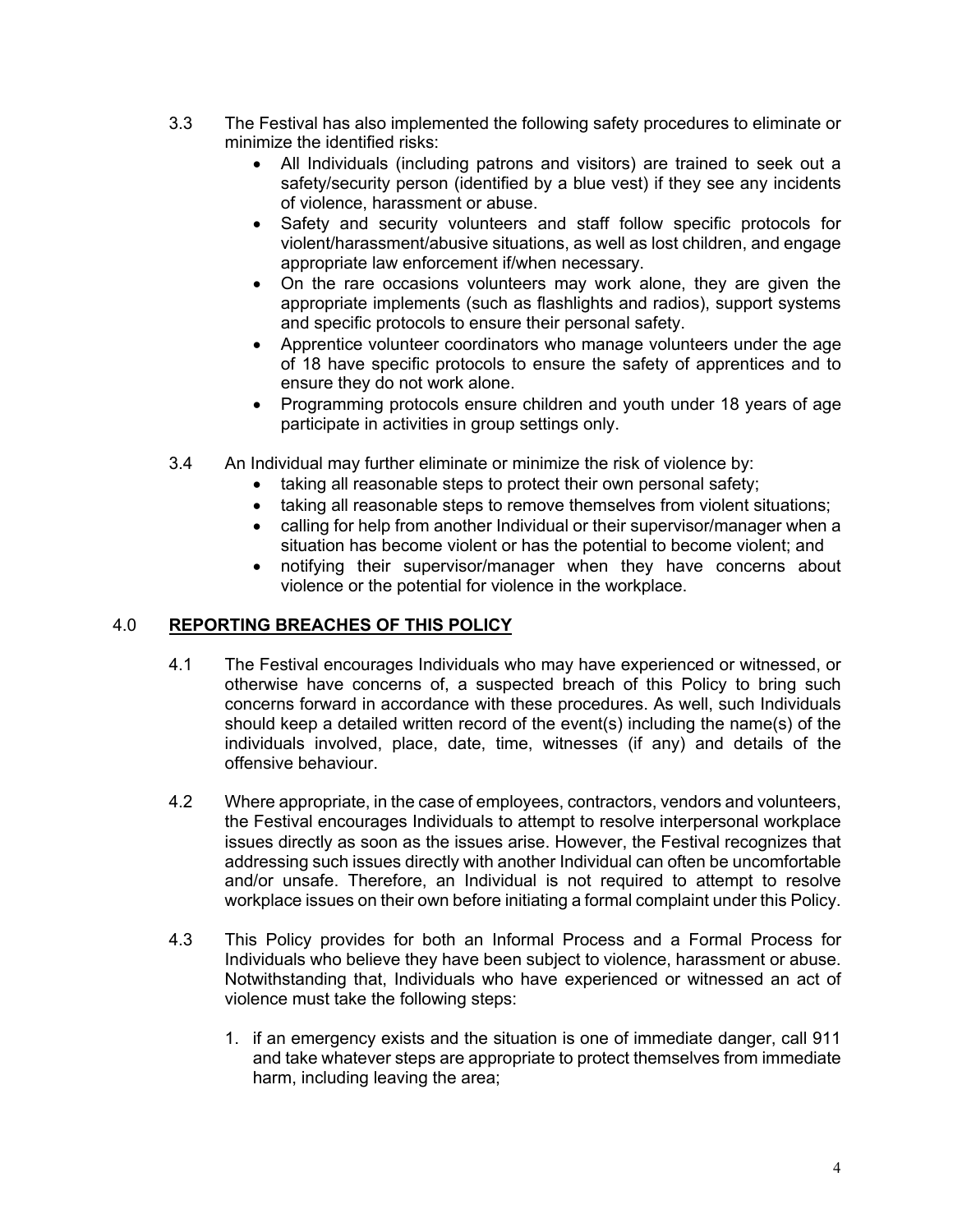3.3 The Festival has also implemented the following safety procedures to eliminate or minimize the identified risks:

- All Individuals (including patrons and visitors) are trained to seek out a safety/security person (identified by a blue vest) if they see any incidents of violence, harassment or abuse.
- Safety and security volunteers and staff follow specific protocols for violent/harassment/abusive situations, as well as lost children, and engage appropriate law enforcement if/when necessary.
- On the rare occasions volunteers may work alone, they are given the appropriate implements (such as flashlights and radios), support systems and specific protocols to ensure their personal safety.
- Apprentice volunteer coordinators who manage volunteers under the age of 18 have specific protocols to ensure the safety of apprentices and to ensure they do not work alone.
- Programming protocols ensure children and youth under 18 years of age participate in activities in group settings only.

3.4 An Individual may further eliminate or minimize the risk of violence by:

- taking all reasonable steps to protect their own personal safety;
- taking all reasonable steps to remove themselves from violent situations;
- calling for help from another Individual or their supervisor/manager when a situation has become violent or has the potential to become violent; and
- notifying their supervisor/manager when they have concerns about violence or the potential for violence in the workplace.

## 4.0 REPORTING BREACHES OF THIS POLICY

4.1 The Festival encourages Individuals who may have experienced or witnessed, or otherwise have concerns of, a suspected breach of this Policy to bring such concerns forward in accordance with these procedures. As well, such Individuals should keep a detailed written record of the event(s) including the name(s) of the individuals involved, place, date, time, witnesses (if any) and details of the offensive behaviour.

4.2 Where appropriate, in the case of employees, contractors, vendors and volunteers, the Festival encourages Individuals to attempt to resolve interpersonal workplace issues directly as soon as the issues arise. However, the Festival recognizes that addressing such issues directly with another Individual can often be uncomfortable and/or unsafe. Therefore, an Individual is not required to attempt to resolve workplace issues on their own before initiating a formal complaint under this Policy.

4.3 This Policy provides for both an Informal Process and a Formal Process for Individuals who believe they have been subject to violence, harassment or abuse. Notwithstanding that, Individuals who have experienced or witnessed an act of violence must take the following steps:

1. if an emergency exists and the situation is one of immediate danger, call 911 and take whatever steps are appropriate to protect themselves from immediate harm, including leaving the area;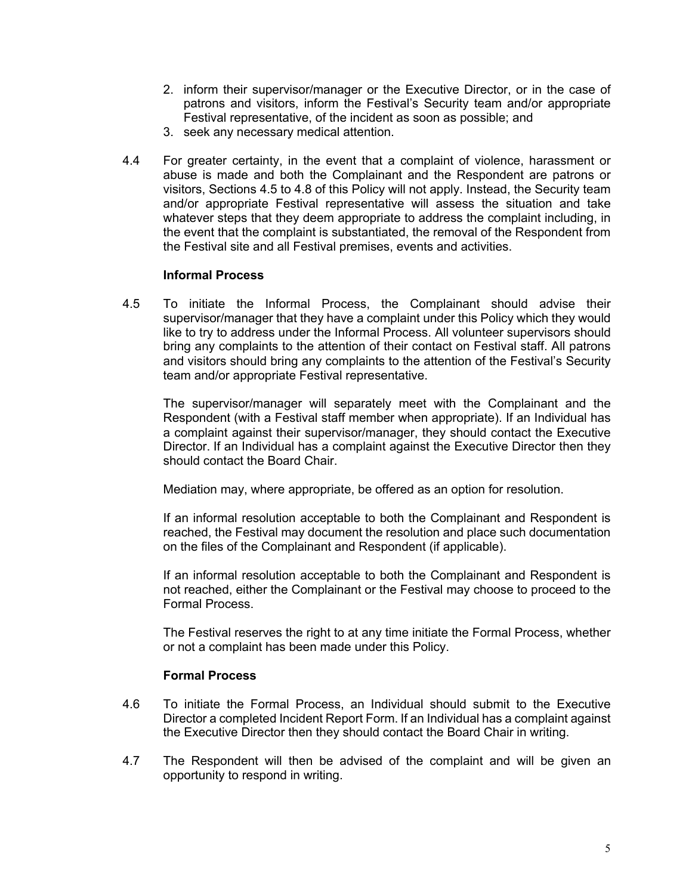2. inform their supervisor/manager or the Executive Director, or in the case of patrons and visitors, inform the Festival's Security team and/or appropriate Festival representative, of the incident as soon as possible; and
3. seek any necessary medical attention.

4.4 For greater certainty, in the event that a complaint of violence, harassment or abuse is made and both the Complainant and the Respondent are patrons or visitors, Sections 4.5 to 4.8 of this Policy will not apply. Instead, the Security team and/or appropriate Festival representative will assess the situation and take whatever steps that they deem appropriate to address the complaint including, in the event that the complaint is substantiated, the removal of the Respondent from the Festival site and all Festival premises, events and activities.

**Informal Process**

4.5 To initiate the Informal Process, the Complainant should advise their supervisor/manager that they have a complaint under this Policy which they would like to try to address under the Informal Process. All volunteer supervisors should bring any complaints to the attention of their contact on Festival staff. All patrons and visitors should bring any complaints to the attention of the Festival's Security team and/or appropriate Festival representative.

The supervisor/manager will separately meet with the Complainant and the Respondent (with a Festival staff member when appropriate). If an Individual has a complaint against their supervisor/manager, they should contact the Executive Director. If an Individual has a complaint against the Executive Director then they should contact the Board Chair.

Mediation may, where appropriate, be offered as an option for resolution.

If an informal resolution acceptable to both the Complainant and Respondent is reached, the Festival may document the resolution and place such documentation on the files of the Complainant and Respondent (if applicable).

If an informal resolution acceptable to both the Complainant and Respondent is not reached, either the Complainant or the Festival may choose to proceed to the Formal Process.

The Festival reserves the right to at any time initiate the Formal Process, whether or not a complaint has been made under this Policy.

**Formal Process**

4.6 To initiate the Formal Process, an Individual should submit to the Executive Director a completed Incident Report Form. If an Individual has a complaint against the Executive Director then they should contact the Board Chair in writing.

4.7 The Respondent will then be advised of the complaint and will be given an opportunity to respond in writing.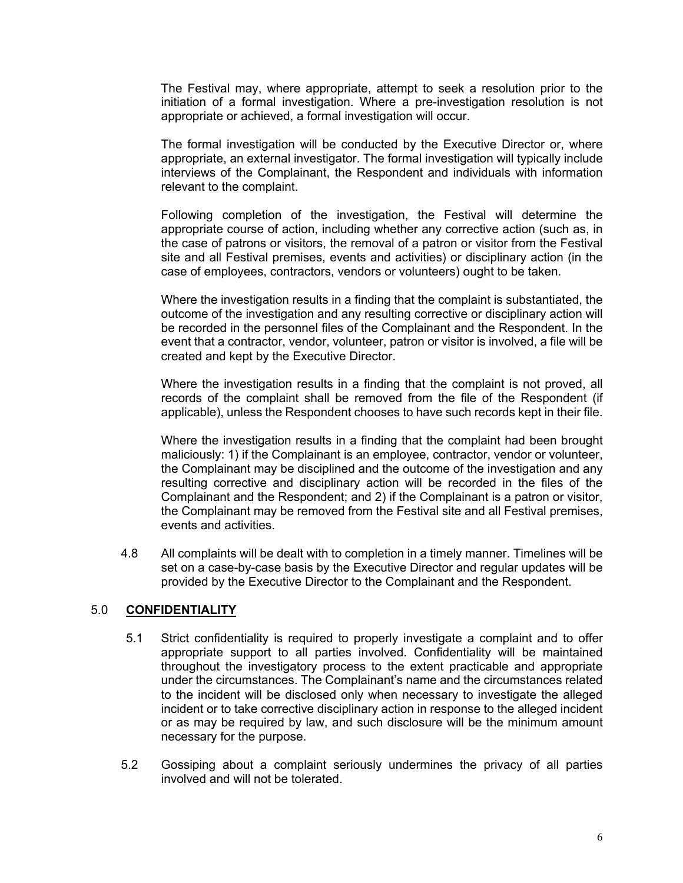The Festival may, where appropriate, attempt to seek a resolution prior to the initiation of a formal investigation. Where a pre-investigation resolution is not appropriate or achieved, a formal investigation will occur.

The formal investigation will be conducted by the Executive Director or, where appropriate, an external investigator. The formal investigation will typically include interviews of the Complainant, the Respondent and individuals with information relevant to the complaint.

Following completion of the investigation, the Festival will determine the appropriate course of action, including whether any corrective action (such as, in the case of patrons or visitors, the removal of a patron or visitor from the Festival site and all Festival premises, events and activities) or disciplinary action (in the case of employees, contractors, vendors or volunteers) ought to be taken.

Where the investigation results in a finding that the complaint is substantiated, the outcome of the investigation and any resulting corrective or disciplinary action will be recorded in the personnel files of the Complainant and the Respondent. In the event that a contractor, vendor, volunteer, patron or visitor is involved, a file will be created and kept by the Executive Director.

Where the investigation results in a finding that the complaint is not proved, all records of the complaint shall be removed from the file of the Respondent (if applicable), unless the Respondent chooses to have such records kept in their file.

Where the investigation results in a finding that the complaint had been brought maliciously: 1) if the Complainant is an employee, contractor, vendor or volunteer, the Complainant may be disciplined and the outcome of the investigation and any resulting corrective and disciplinary action will be recorded in the files of the Complainant and the Respondent; and 2) if the Complainant is a patron or visitor, the Complainant may be removed from the Festival site and all Festival premises, events and activities.

4.8 All complaints will be dealt with to completion in a timely manner. Timelines will be set on a case-by-case basis by the Executive Director and regular updates will be provided by the Executive Director to the Complainant and the Respondent.

## 5.0 **CONFIDENTIALITY**

5.1 Strict confidentiality is required to properly investigate a complaint and to offer appropriate support to all parties involved. Confidentiality will be maintained throughout the investigatory process to the extent practicable and appropriate under the circumstances. The Complainant's name and the circumstances related to the incident will be disclosed only when necessary to investigate the alleged incident or to take corrective disciplinary action in response to the alleged incident or as may be required by law, and such disclosure will be the minimum amount necessary for the purpose.

5.2 Gossiping about a complaint seriously undermines the privacy of all parties involved and will not be tolerated.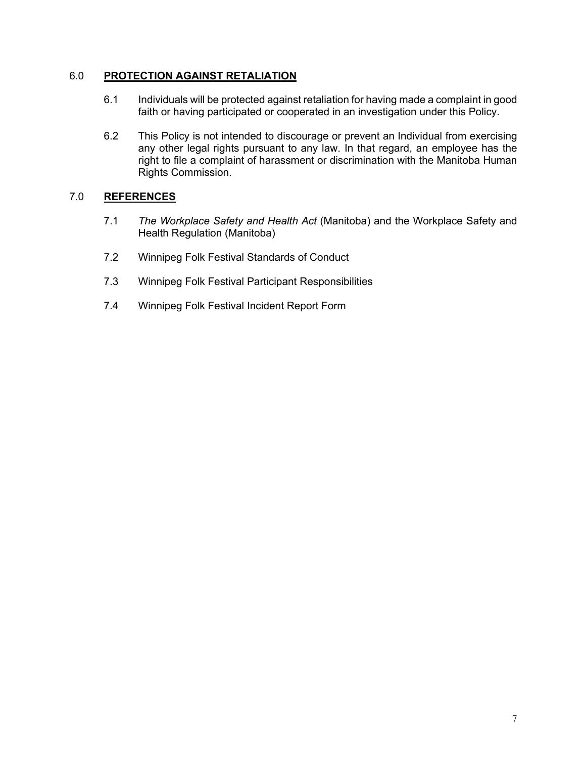## 6.0 **PROTECTION AGAINST RETALIATION**

6.1 Individuals will be protected against retaliation for having made a complaint in good faith or having participated or cooperated in an investigation under this Policy.

6.2 This Policy is not intended to discourage or prevent an Individual from exercising any other legal rights pursuant to any law. In that regard, an employee has the right to file a complaint of harassment or discrimination with the Manitoba Human Rights Commission.

## 7.0 **REFERENCES**

7.1 *The Workplace Safety and Health Act* (Manitoba) and the Workplace Safety and Health Regulation (Manitoba)

7.2 Winnipeg Folk Festival Standards of Conduct

7.3 Winnipeg Folk Festival Participant Responsibilities

7.4 Winnipeg Folk Festival Incident Report Form